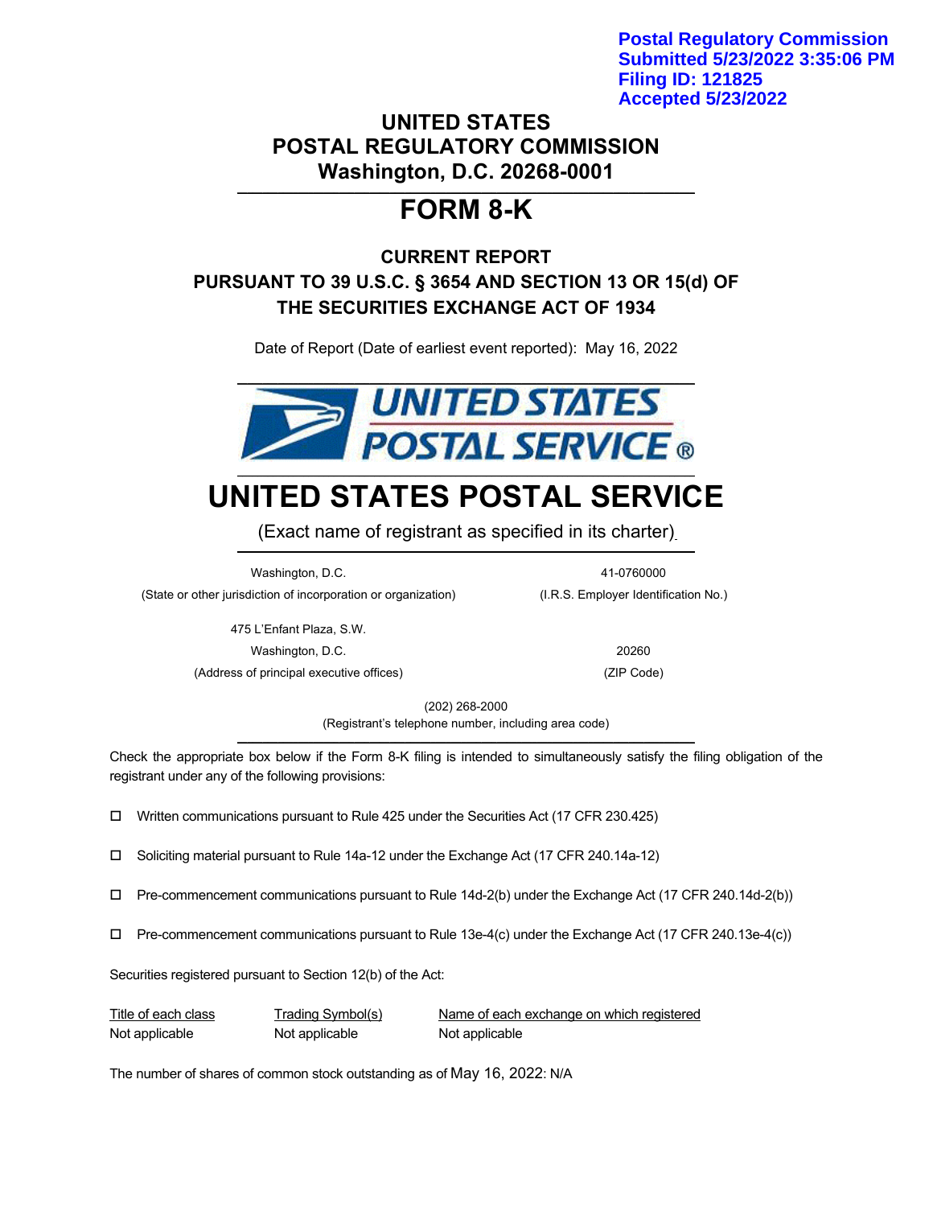**Postal Regulatory Commission**
**Submitted 5/23/2022 3:35:06 PM**
**Filing ID: 121825**
**Accepted 5/23/2022**

# UNITED STATES POSTAL REGULATORY COMMISSION
## Washington, D.C. 20268-0001

# FORM 8-K

### CURRENT REPORT
### PURSUANT TO 39 U.S.C. § 3654 AND SECTION 13 OR 15(d) OF THE SECURITIES EXCHANGE ACT OF 1934

Date of Report (Date of earliest event reported): May 16, 2022

# UNITED STATES POSTAL SERVICE

(Exact name of registrant as specified in its charter)

| | |
|---|---|
| Washington, D.C. | 41-0760000 |
| (State or other jurisdiction of incorporation or organization) | (I.R.S. Employer Identification No.) |
| 475 L'Enfant Plaza, S.W. Washington, D.C. | 20260 |
| (Address of principal executive offices) | (ZIP Code) |

(202) 268-2000
(Registrant's telephone number, including area code)

Check the appropriate box below if the Form 8-K filing is intended to simultaneously satisfy the filing obligation of the registrant under any of the following provisions:

☐ Written communications pursuant to Rule 425 under the Securities Act (17 CFR 230.425)

☐ Soliciting material pursuant to Rule 14a-12 under the Exchange Act (17 CFR 240.14a-12)

☐ Pre-commencement communications pursuant to Rule 14d-2(b) under the Exchange Act (17 CFR 240.14d-2(b))

☐ Pre-commencement communications pursuant to Rule 13e-4(c) under the Exchange Act (17 CFR 240.13e-4(c))

Securities registered pursuant to Section 12(b) of the Act:

| Title of each class | Trading Symbol(s) | Name of each exchange on which registered |
|---|---|---|
| Not applicable | Not applicable | Not applicable |

The number of shares of common stock outstanding as of May 16, 2022: N/A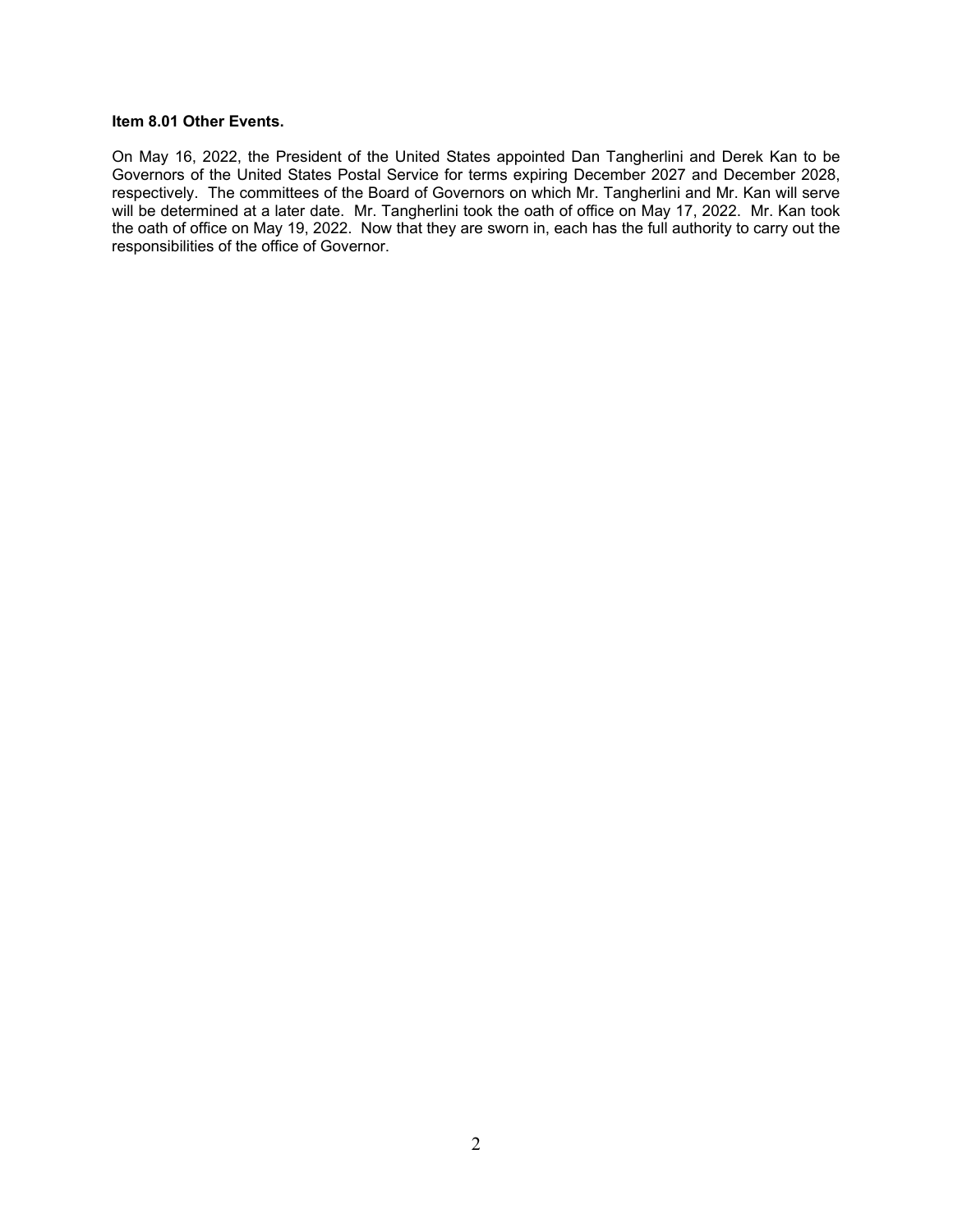**Item 8.01 Other Events.**

On May 16, 2022, the President of the United States appointed Dan Tangherlini and Derek Kan to be Governors of the United States Postal Service for terms expiring December 2027 and December 2028, respectively. The committees of the Board of Governors on which Mr. Tangherlini and Mr. Kan will serve will be determined at a later date. Mr. Tangherlini took the oath of office on May 17, 2022. Mr. Kan took the oath of office on May 19, 2022. Now that they are sworn in, each has the full authority to carry out the responsibilities of the office of Governor.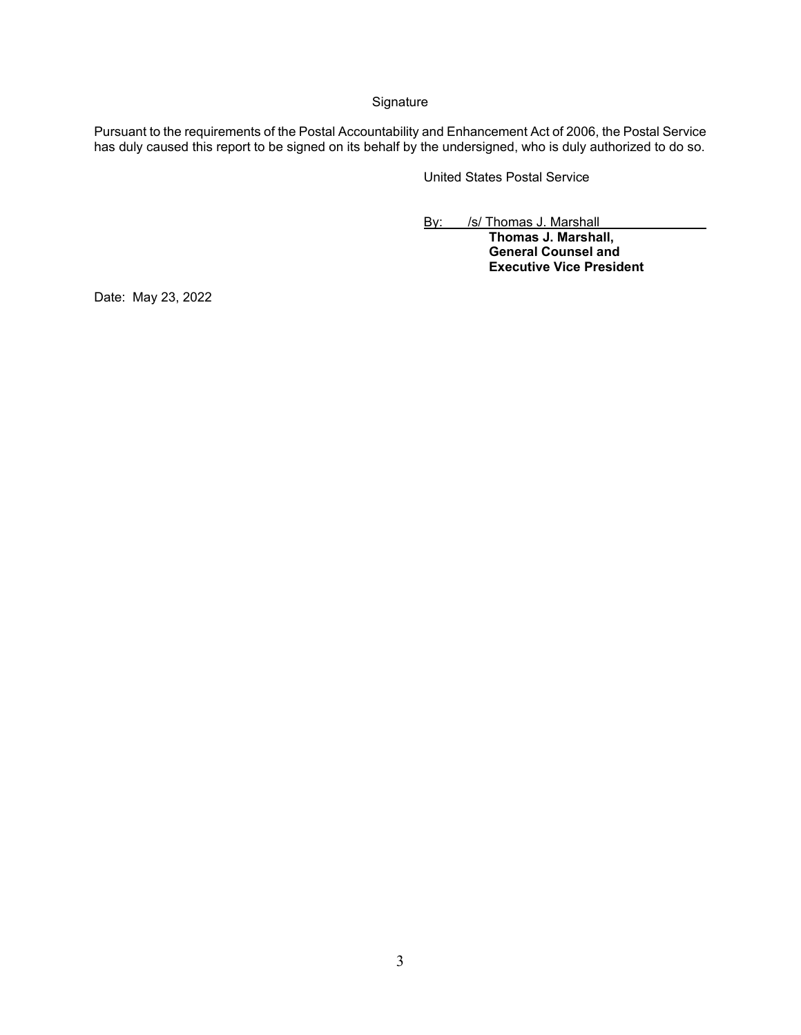Signature

Pursuant to the requirements of the Postal Accountability and Enhancement Act of 2006, the Postal Service has duly caused this report to be signed on its behalf by the undersigned, who is duly authorized to do so.

United States Postal Service

By: /s/ Thomas J. Marshall

**Thomas J. Marshall,**
**General Counsel and**
**Executive Vice President**

Date: May 23, 2022